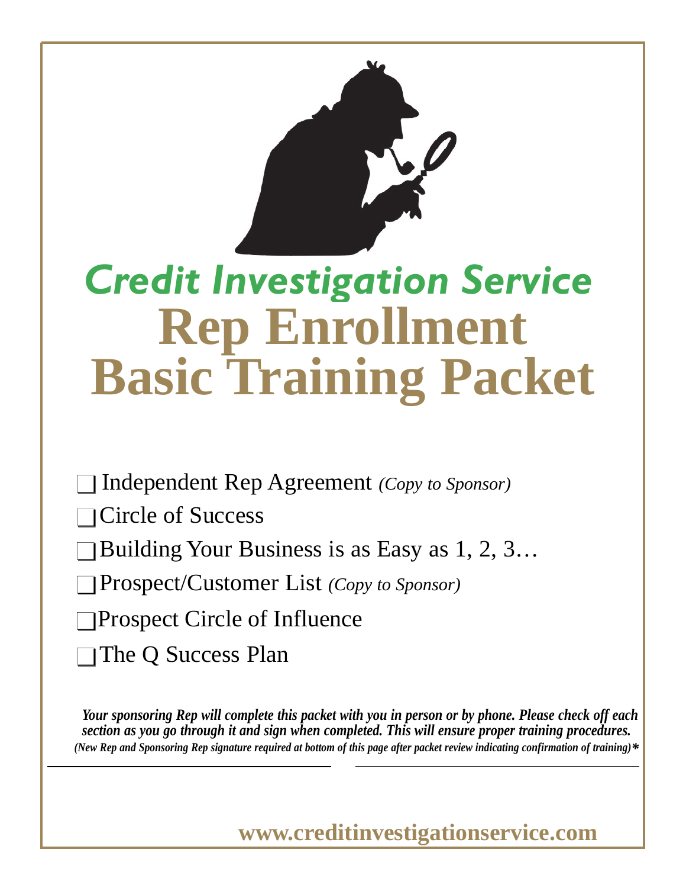# *Credit Investigation Service*

# Rep Enrollment Basic Training Packet

- ☐ Independent Rep Agreement *(Copy to Sponsor)*
- ☐ Circle of Success
- ☐ Building Your Business is as Easy as 1, 2, 3…
- ☐ Prospect/Customer List *(Copy to Sponsor)*
- ☐ Prospect Circle of Influence
- ☐ The Q Success Plan

***Your sponsoring Rep will complete this packet with you in person or by phone. Please check off each section as you go through it and sign when completed. This will ensure proper training procedures.***
***(New Rep and Sponsoring Rep signature required at bottom of this page after packet review indicating confirmation of training)****

______________________________ ______________________________

**www.creditinvestigationservice.com**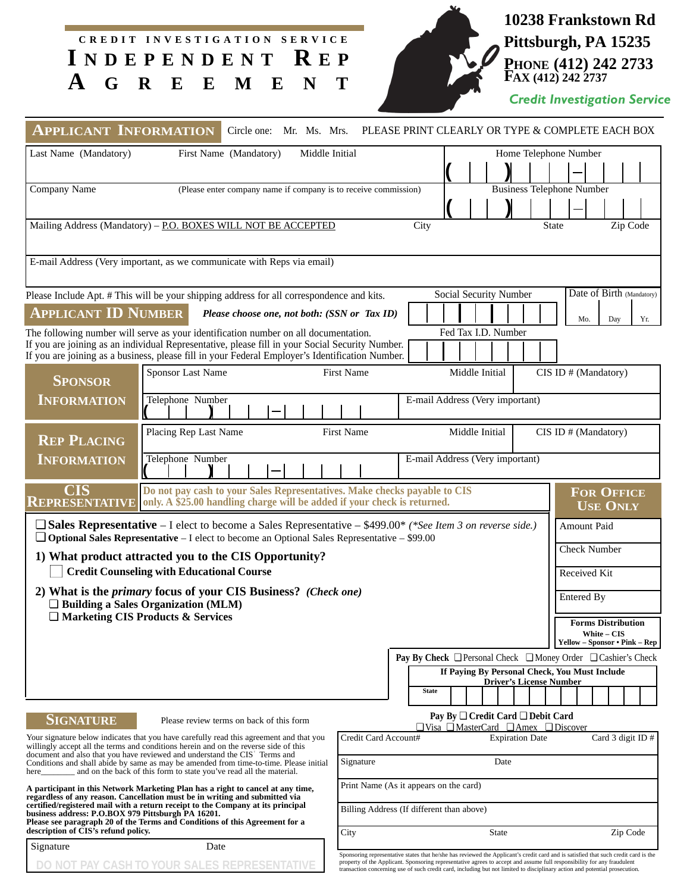CREDIT INVESTIGATION SERVICE

# INDEPENDENT REP AGREEMENT

10238 Frankstown Rd
Pittsburgh, PA 15235
PHONE (412) 242 2733
FAX (412) 242 2737

Credit Investigation Service

## APPLICANT INFORMATION

Circle one: Mr. Ms. Mrs. PLEASE PRINT CLEARLY OR TYPE & COMPLETE EACH BOX

| Last Name (Mandatory) | First Name (Mandatory) | Middle Initial | Home Telephone Number |
|---|---|---|---|
| | | | ( ) – |

| Company Name | (Please enter company name if company is to receive commission) | Business Telephone Number |
|---|---|---|
| | | ( ) – |

| Mailing Address (Mandatory) – P.O. BOXES WILL NOT BE ACCEPTED | City | State | Zip Code |
|---|---|---|---|
| | | | |

E-mail Address (Very important, as we communicate with Reps via email)

Please Include Apt. # This will be your shipping address for all correspondence and kits.

## APPLICANT ID NUMBER

***Please choose one, not both: (SSN or Tax ID)***

Social Security Number

Date of Birth (Mandatory) Mo. Day Yr.

The following number will serve as your identification number on all documentation.
If you are joining as an individual Representative, please fill in your Social Security Number.
If you are joining as a business, please fill in your Federal Employer's Identification Number.

Fed Tax I.D. Number

## SPONSOR INFORMATION

| Sponsor Last Name | First Name | Middle Initial | CIS ID # (Mandatory) |
|---|---|---|---|
| Telephone Number ( ) – | | E-mail Address (Very important) | |

## REP PLACING INFORMATION

| Placing Rep Last Name | First Name | Middle Initial | CIS ID # (Mandatory) |
|---|---|---|---|
| Telephone Number ( ) – | | E-mail Address (Very important) | |

## CIS REPRESENTATIVE

**Do not pay cash to your Sales Representatives. Make checks payable to CIS only. A $25.00 handling charge will be added if your check is returned.**

❑ **Sales Representative** – I elect to become a Sales Representative – $499.00* *(\*See Item 3 on reverse side.)*
❑ **Optional Sales Representative** – I elect to become an Optional Sales Representative – $99.00

**1) What product attracted you to the CIS Opportunity?**
❑ **Credit Counseling with Educational Course**

**2) What is the *primary* focus of your CIS Business? *(Check one)***
❑ **Building a Sales Organization (MLM)**
❑ **Marketing CIS Products & Services**

### FOR OFFICE USE ONLY

- Amount Paid
- Check Number
- Received Kit
- Entered By

**Forms Distribution**
**White – CIS**
**Yellow – Sponsor • Pink – Rep**

**Pay By Check** ❑ Personal Check ❑ Money Order ❑ Cashier's Check

**If Paying By Personal Check, You Must Include Driver's License Number**
State

**Pay By** ❑ **Credit Card** ❑ **Debit Card**
❑ Visa ❑ MasterCard ❑ Amex ❑ Discover

| Credit Card Account# | Expiration Date | Card 3 digit ID # |
|---|---|---|
| Signature | Date | |
| Print Name (As it appears on the card) | | |
| Billing Address (If different than above) | | |
| City | State | Zip Code |

Sponsoring representative states that he/she has reviewed the Applicant's credit card and is satisfied that such credit card is the property of the Applicant. Sponsoring representative agrees to accept and assume full responsibility for any fraudulent transaction concerning use of such credit card, including but not limited to disciplinary action and potential prosecution.

## SIGNATURE

Please review terms on back of this form

Your signature below indicates that you have carefully read this agreement and that you willingly accept all the terms and conditions herein and on the reverse side of this document and also that you have reviewed and understand the CIS' Terms and Conditions and shall abide by same as may be amended from time-to-time. Please initial here________ and on the back of this form to state you've read all the material.

**A participant in this Network Marketing Plan has a right to cancel at any time, regardless of any reason. Cancellation must be in writing and submitted via certified/registered mail with a return receipt to the Company at its principal business address: P.O.BOX 979 Pittsburgh PA 16201. Please see paragraph 20 of the Terms and Conditions of this Agreement for a description of CIS's refund policy.**

| Signature | Date |
|---|---|
| | |

DO NOT PAY CASH TO YOUR SALES REPRESENTATIVE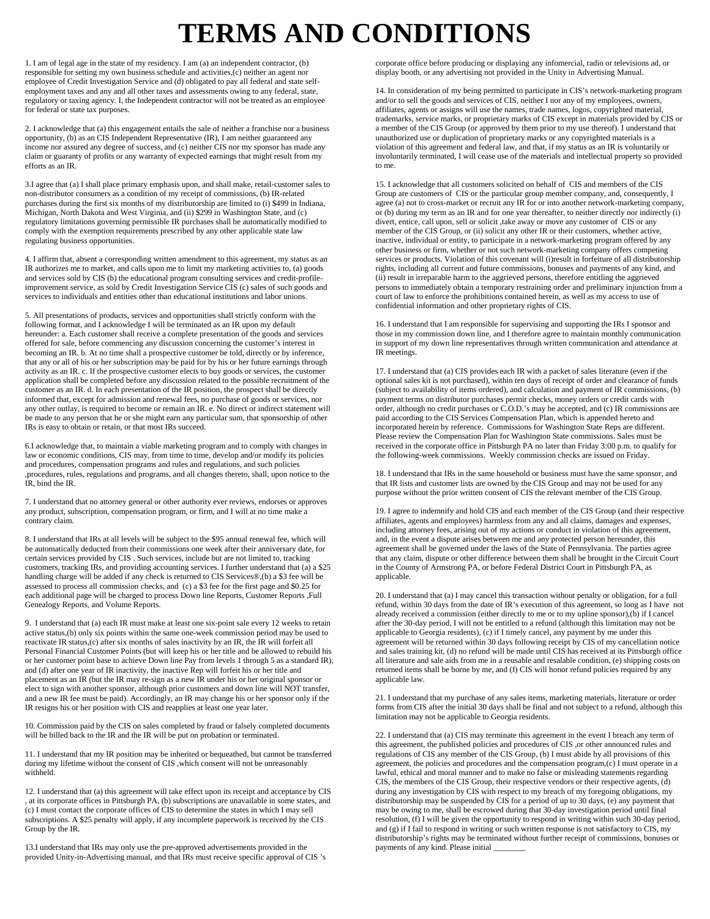# TERMS AND CONDITIONS

1. I am of legal age in the state of my residency. I am (a) an independent contractor, (b) responsible for setting my own business schedule and activities,(c) neither an agent nor employee of Credit Investigation Service and (d) obligated to pay all federal and state self-employment taxes and any and all other taxes and assessments owing to any federal, state, regulatory or taxing agency. I, the Independent contractor will not be treated as an employee for federal or state tax purposes.

2. I acknowledge that (a) this engagement entails the sale of neither a franchise nor a business opportunity, (b) as an CIS Independent Representative (IR), I am neither guaranteed any income nor assured any degree of success, and (c) neither CIS nor my sponsor has made any claim or guaranty of profits or any warranty of expected earnings that might result from my efforts as an IR.

3.I agree that (a) I shall place primary emphasis upon, and shall make, retail-customer sales to non-distributor consumers as a condition of my receipt of commissions, (b) IR-related purchases during the first six months of my distributorship are limited to (i) $499 in Indiana, Michigan, North Dakota and West Virginia, and (ii) $299 in Washington State, and (c) regulatory limitations governing permissible IR purchases shall be automatically modified to comply with the exemption requirements prescribed by any other applicable state law regulating business opportunities.

4. I affirm that, absent a corresponding written amendment to this agreement, my status as an IR authorizes me to market, and calls upon me to limit my marketing activities to, (a) goods and services sold by CIS (b) the educational program consulting services and credit-profile-improvement service, as sold by Credit Investigation Service CIS (c) sales of such goods and services to individuals and entities other than educational institutions and labor unions.

5. All presentations of products, services and opportunities shall strictly conform with the following format, and I acknowledge I will be terminated as an IR upon my default hereunder: a. Each customer shall receive a complete presentation of the goods and services offered for sale, before commencing any discussion concerning the customer's interest in becoming an IR. b. At no time shall a prospective customer be told, directly or by inference, that any or all of his or her subscription may be paid for by his or her future earnings through activity as an IR. c. If the prospective customer elects to buy goods or services, the customer application shall be completed before any discussion related to the possible recruitment of the customer as an IR. d. In each presentation of the IR position, the prospect shall be directly informed that, except for admission and renewal fees, no purchase of goods or services, nor any other outlay, is required to become or remain an IR. e. No direct or indirect statement will be made to any person that he or she might earn any particular sum, that sponsorship of other IRs is easy to obtain or retain, or that most IRs succeed.

6.I acknowledge that, to maintain a viable marketing program and to comply with changes in law or economic conditions, CIS may, from time to time, develop and/or modify its policies and procedures, compensation programs and rules and regulations, and such policies ,procedures, rules, regulations and programs, and all changes thereto, shall, upon notice to the IR, bind the IR.

7. I understand that no attorney general or other authority ever reviews, endorses or approves any product, subscription, compensation program, or firm, and I will at no time make a contrary claim.

8. I understand that IRs at all levels will be subject to the $95 annual renewal fee, which will be automatically deducted from their commissions one week after their anniversary date, for certain services provided by CIS . Such services, include but are not limited to, tracking customers, tracking IRs, and providing accounting services. I further understand that (a) a $25 handling charge will be added if any check is returned to CIS Services®,(b) a $3 fee will be assessed to process all commission checks, and (c) a $3 fee for the first page and $0.25 for each additional page will be charged to process Down line Reports, Customer Reports ,Full Genealogy Reports, and Volume Reports.

9. I understand that (a) each IR must make at least one six-point sale every 12 weeks to retain active status,(b) only six points within the same one-week commission period may be used to reactivate IR status,(c) after six months of sales inactivity by an IR, the IR will forfeit all Personal Financial Customer Points (but will keep his or her title and be allowed to rebuild his or her customer point base to achieve Down line Pay from levels 1 through 5 as a standard IR), and (d) after one year of IR inactivity, the inactive Rep will forfeit his or her title and placement as an IR (but the IR may re-sign as a new IR under his or her original sponsor or elect to sign with another sponsor, although prior customers and down line will NOT transfer, and a new IR fee must be paid). Accordingly, an IR may change his or her sponsor only if the IR resigns his or her position with CIS and reapplies at least one year later.

10. Commission paid by the CIS on sales completed by fraud or falsely completed documents will be billed back to the IR and the IR will be put on probation or terminated.

11. I understand that my IR position may be inherited or bequeathed, but cannot be transferred during my lifetime without the consent of CIS ,which consent will not be unreasonably withheld.

12. I understand that (a) this agreement will take effect upon its receipt and acceptance by CIS , at its corporate offices in Pittsburgh PA, (b) subscriptions are unavailable in some states, and (c) I must contact the corporate offices of CIS to determine the states in which I may sell subscriptions. A $25 penalty will apply, if any incomplete paperwork is received by the CIS Group by the IR.

13.I understand that IRs may only use the pre-approved advertisements provided in the provided Unity-in-Advertising manual, and that IRs must receive specific approval of CIS 's corporate office before producing or displaying any infomercial, radio or televisions ad, or display booth, or any advertising not provided in the Unity in Advertising Manual.

14. In consideration of my being permitted to participate in CIS's network-marketing program and/or to sell the goods and services of CIS, neither I nor any of my employees, owners, affiliates, agents or assigns will use the names, trade names, logos, copyrighted material, trademarks, service marks, or proprietary marks of CIS except in materials provided by CIS or a member of the CIS Group (or approved by them prior to my use thereof). I understand that unauthorized use or duplication of proprietary marks or any copyrighted materials is a violation of this agreement and federal law, and that, if my status as an IR is voluntarily or involuntarily terminated, I will cease use of the materials and intellectual property so provided to me.

15. I acknowledge that all customers solicited on behalf of CIS and members of the CIS Group are customers of CIS or the particular group member company, and, consequently, I agree (a) not to cross-market or recruit any IR for or into another network-marketing company, or (b) during my term as an IR and for one year thereafter, to neither directly nor indirectly (i) divert, entice, call upon, sell or solicit ,take away or move any customer of CIS or any member of the CIS Group, or (ii) solicit any other IR or their customers, whether active, inactive, individual or entity, to participate in a network-marketing program offered by any other business or firm, whether or not such network-marketing company offers competing services or products. Violation of this covenant will (i)result in forfeiture of all distributorship rights, including all current and future commissions, bonuses and payments of any kind, and (ii) result in irreparable harm to the aggrieved persons, therefore entitling the aggrieved persons to immediately obtain a temporary restraining order and preliminary injunction from a court of law to enforce the prohibitions contained herein, as well as my access to use of confidential information and other proprietary rights of CIS.

16. I understand that I am responsible for supervising and supporting the IRs I sponsor and those in my commission down line, and I therefore agree to maintain monthly communication in support of my down line representatives through written communication and attendance at IR meetings.

17. I understand that (a) CIS provides each IR with a packet of sales literature (even if the optional sales kit is not purchased), within ten days of receipt of order and clearance of funds (subject to availability of items ordered), and calculation and payment of IR commissions, (b) payment terms on distributor purchases permit checks, money orders or credit cards with order, although no credit purchases or C.O.D.'s may be accepted, and (c) IR commissions are paid according to the CIS Services Compensation Plan, which is appended hereto and incorporated herein by reference. Commissions for Washington State Reps are different. Please review the Compensation Plan for Washington State commissions. Sales must be received in the corporate office in Pittsburgh PA no later than Friday 3:00 p.m. to qualify for the following-week commissions. Weekly commission checks are issued on Friday.

18. I understand that IRs in the same household or business must have the same sponsor, and that IR lists and customer lists are owned by the CIS Group and may not be used for any purpose without the prior written consent of CIS the relevant member of the CIS Group.

19. I agree to indemnify and hold CIS and each member of the CIS Group (and their respective affiliates, agents and employees) harmless from any and all claims, damages and expenses, including attorney fees, arising out of my actions or conduct in violation of this agreement, and, in the event a dispute arises between me and any protected person hereunder, this agreement shall be governed under the laws of the State of Pennsylvania. The parties agree that any claim, dispute or other difference between them shall be brought in the Circuit Court in the County of Armstrong PA, or before Federal District Court in Pittsburgh PA, as applicable.

20. I understand that (a) I may cancel this transaction without penalty or obligation, for a full refund, within 30 days from the date of IR's execution of this agreement, so long as I have not already received a commission (either directly to me or to my upline sponsor),(b) if I cancel after the 30-day period, I will not be entitled to a refund (although this limitation may not be applicable to Georgia residents), (c) if I timely cancel, any payment by me under this agreement will be returned within 30 days following receipt by CIS of my cancellation notice and sales training kit, (d) no refund will be made until CIS has received at its Pittsburgh office all literature and sale aids from me in a reusable and resalable condition, (e) shipping costs on returned items shall be borne by me, and (f) CIS will honor refund policies required by any applicable law.

21. I understand that my purchase of any sales items, marketing materials, literature or order forms from CIS after the initial 30 days shall be final and not subject to a refund, although this limitation may not be applicable to Georgia residents.

22. I understand that (a) CIS may terminate this agreement in the event I breach any term of this agreement, the published policies and procedures of CIS ,or other announced rules and regulations of CIS any member of the CIS Group, (b) I must abide by all provisions of this agreement, the policies and procedures and the compensation program,(c) I must operate in a lawful, ethical and moral manner and to make no false or misleading statements regarding CIS, the members of the CIS Group, their respective vendors or their respective agents, (d) during any investigation by CIS with respect to my breach of my foregoing obligations, my distributorship may be suspended by CIS for a period of up to 30 days, (e) any payment that may be owing to me, shall be escrowed during that 30-day investigation period until final resolution, (f) I will be given the opportunity to respond in writing within such 30-day period, and (g) if I fail to respond in writing or such written response is not satisfactory to CIS, my distributorship's rights may be terminated without further receipt of commissions, bonuses or payments of any kind. Please initial ________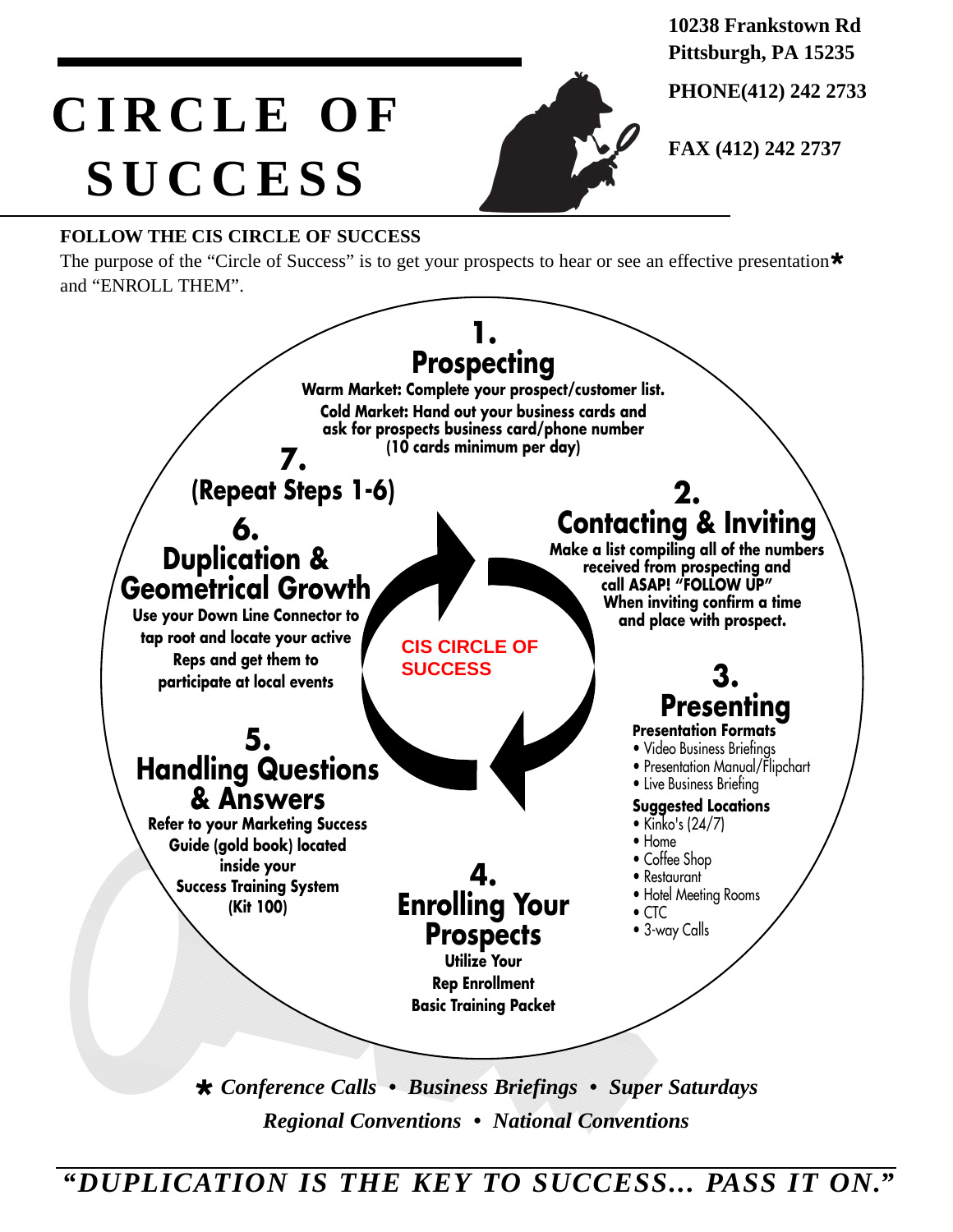# CIRCLE OF SUCCESS

10238 Frankstown Rd
Pittsburgh, PA 15235

PHONE(412) 242 2733

FAX (412) 242 2737

**FOLLOW THE CIS CIRCLE OF SUCCESS**

The purpose of the "Circle of Success" is to get your prospects to hear or see an effective presentation* and "ENROLL THEM".

**CIS CIRCLE OF SUCCESS**

## 1. Prospecting

**Warm Market: Complete your prospect/customer list.**
**Cold Market: Hand out your business cards and ask for prospects business card/phone number (10 cards minimum per day)**

## 2. Contacting & Inviting

**Make a list compiling all of the numbers received from prospecting and call ASAP! "FOLLOW UP" When inviting confirm a time and place with prospect.**

## 3. Presenting

**Presentation Formats**

- Video Business Briefings
- Presentation Manual/Flipchart
- Live Business Briefing

**Suggested Locations**

- Kinko's (24/7)
- Home
- Coffee Shop
- Restaurant
- Hotel Meeting Rooms
- CTC
- 3-way Calls

## 4. Enrolling Your Prospects

**Utilize Your Rep Enrollment Basic Training Packet**

## 5. Handling Questions & Answers

**Refer to your Marketing Success Guide (gold book) located inside your Success Training System (Kit 100)**

## 6. Duplication & Geometrical Growth

**Use your Down Line Connector to tap root and locate your active Reps and get them to participate at local events**

## 7. (Repeat Steps 1-6)

*\* Conference Calls • Business Briefings • Super Saturdays*
*Regional Conventions • National Conventions*

***"DUPLICATION IS THE KEY TO SUCCESS... PASS IT ON."***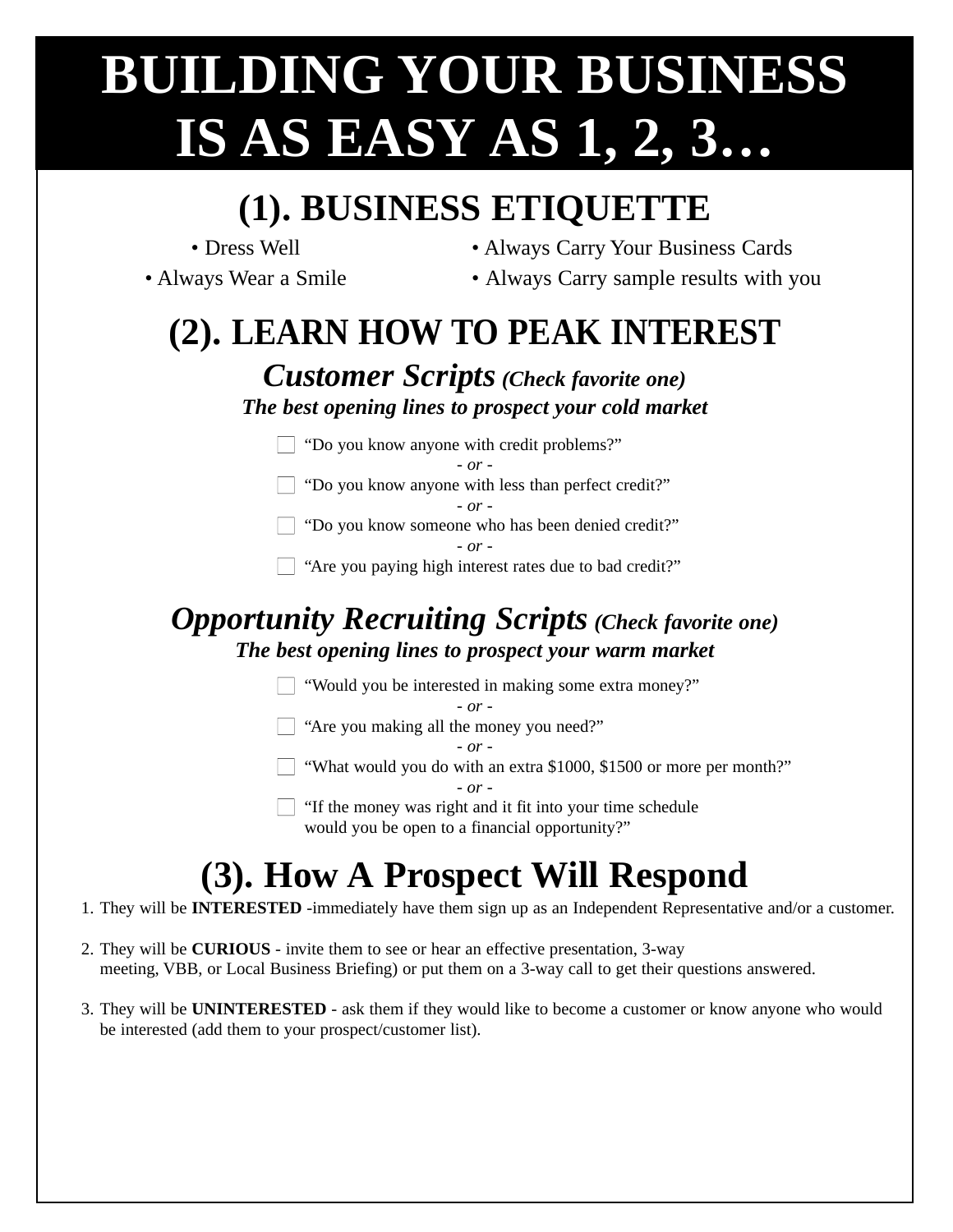# BUILDING YOUR BUSINESS IS AS EASY AS 1, 2, 3…

## (1). BUSINESS ETIQUETTE

- Dress Well
- Always Wear a Smile
- Always Carry Your Business Cards
- Always Carry sample results with you

## (2). LEARN HOW TO PEAK INTEREST

### *Customer Scripts (Check favorite one)*

***The best opening lines to prospect your cold market***

- [ ] "Do you know anyone with credit problems?"

*- or -*

- [ ] "Do you know anyone with less than perfect credit?"

*- or -*

- [ ] "Do you know someone who has been denied credit?"

*- or -*

- [ ] "Are you paying high interest rates due to bad credit?"

### *Opportunity Recruiting Scripts (Check favorite one)*

***The best opening lines to prospect your warm market***

- [ ] "Would you be interested in making some extra money?"

*- or -*

- [ ] "Are you making all the money you need?"

*- or -*

- [ ] "What would you do with an extra $1000, $1500 or more per month?"

*- or -*

- [ ] "If the money was right and it fit into your time schedule would you be open to a financial opportunity?"

## (3). How A Prospect Will Respond

1. They will be **INTERESTED** -immediately have them sign up as an Independent Representative and/or a customer.
2. They will be **CURIOUS** - invite them to see or hear an effective presentation, 3-way meeting, VBB, or Local Business Briefing) or put them on a 3-way call to get their questions answered.
3. They will be **UNINTERESTED** - ask them if they would like to become a customer or know anyone who would be interested (add them to your prospect/customer list).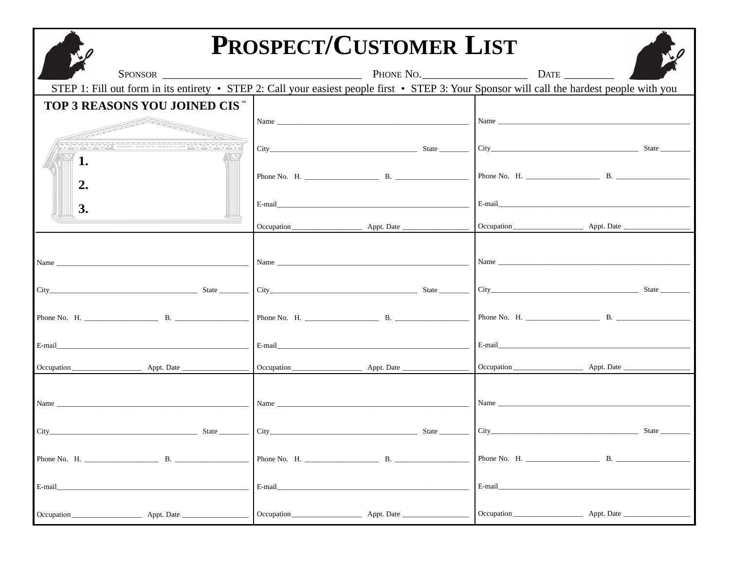# PROSPECT/CUSTOMER LIST

SPONSOR ___________________________________ PHONE NO.___________________ DATE _________

STEP 1: Fill out form in its entirety • STEP 2: Call your easiest people first • STEP 3: Your Sponsor will call the hardest people with you

**TOP 3 REASONS YOU JOINED CIS ™**

EQUAL JUSTICE UNDER LAW

**1.**

**2.**

**3.**

| | | |
|---|---|---|
| | Name ______________________________ | Name ______________________________ |
| | City______________________ State ________ | City______________________ State ________ |
| | Phone No. H. ____________ B. ____________ | Phone No. H. ____________ B. ____________ |
| | E-mail______________________________ | E-mail______________________________ |
| | Occupation ____________ Appt. Date ____________ | Occupation ____________ Appt. Date ____________ |
| Name ______________________________ | Name ______________________________ | Name ______________________________ |
| City______________________ State ________ | City______________________ State ________ | City______________________ State ________ |
| Phone No. H. ____________ B. ____________ | Phone No. H. ____________ B. ____________ | Phone No. H. ____________ B. ____________ |
| E-mail______________________________ | E-mail______________________________ | E-mail______________________________ |
| Occupation ____________ Appt. Date ____________ | Occupation ____________ Appt. Date ____________ | Occupation ____________ Appt. Date ____________ |
| Name ______________________________ | Name ______________________________ | Name ______________________________ |
| City______________________ State ________ | City______________________ State ________ | City______________________ State ________ |
| Phone No. H. ____________ B. ____________ | Phone No. H. ____________ B. ____________ | Phone No. H. ____________ B. ____________ |
| E-mail______________________________ | E-mail______________________________ | E-mail______________________________ |
| Occupation ____________ Appt. Date ____________ | Occupation ____________ Appt. Date ____________ | Occupation ____________ Appt. Date ____________ |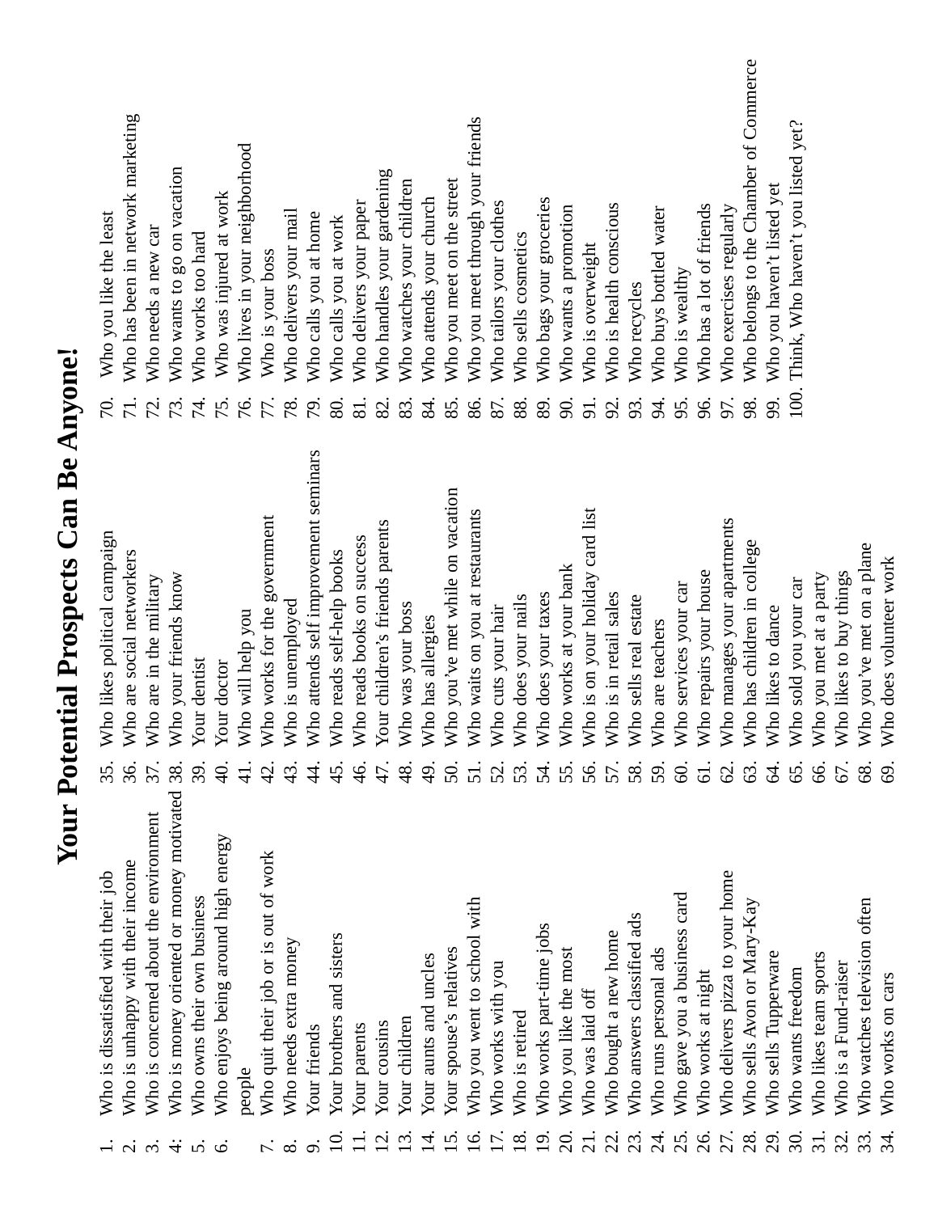# Your Potential Prospects Can Be Anyone!

1. Who is dissatisfied with their job
2. Who is unhappy with their income
3. Who is concerned about the environment
4. Who is money oriented or money motivated
5. Who owns their own business
6. Who enjoys being around high energy people
7. Who quit their job or is out of work
8. Who needs extra money
9. Your friends
10. Your brothers and sisters
11. Your parents
12. Your cousins
13. Your children
14. Your aunts and uncles
15. Your spouse's relatives
16. Who you went to school with
17. Who works with you
18. Who is retired
19. Who works part-time jobs
20. Who you like the most
21. Who was laid off
22. Who bought a new home
23. Who answers classified ads
24. Who runs personal ads
25. Who gave you a business card
26. Who works at night
27. Who delivers pizza to your home
28. Who sells Avon or Mary-Kay
29. Who sells Tupperware
30. Who wants freedom
31. Who likes team sports
32. Who is a Fund-raiser
33. Who watches television often
34. Who works on cars
35. Who likes political campaign
36. Who are social networkers
37. Who are in the military
38. Who your friends know
39. Your dentist
40. Your doctor
41. Who will help you
42. Who works for the government
43. Who is unemployed
44. Who attends self improvement seminars
45. Who reads self-help books
46. Who reads books on success
47. Your children's friends parents
48. Who was your boss
49. Who has allergies
50. Who you've met while on vacation
51. Who waits on you at restaurants
52. Who cuts your hair
53. Who does your nails
54. Who does your taxes
55. Who works at your bank
56. Who is on your holiday card list
57. Who is in retail sales
58. Who sells real estate
59. Who are teachers
60. Who services your car
61. Who repairs your house
62. Who manages your apartments
63. Who has children in college
64. Who likes to dance
65. Who sold you your car
66. Who you met at a party
67. Who likes to buy things
68. Who you've met on a plane
69. Who does volunteer work
70. Who you like the least
71. Who has been in network marketing
72. Who needs a new car
73. Who wants to go on vacation
74. Who works too hard
75. Who was injured at work
76. Who lives in your neighborhood
77. Who is your boss
78. Who delivers your mail
79. Who calls you at home
80. Who calls you at work
81. Who delivers your paper
82. Who handles your gardening
83. Who watches your children
84. Who attends your church
85. Who you meet on the street
86. Who you meet through your friends
87. Who tailors your clothes
88. Who sells cosmetics
89. Who bags your groceries
90. Who wants a promotion
91. Who is overweight
92. Who is health conscious
93. Who recycles
94. Who buys bottled water
95. Who is wealthy
96. Who has a lot of friends
97. Who exercises regularly
98. Who belongs to the Chamber of Commerce
99. Who you haven't listed yet
100. Think, Who haven't you listed yet?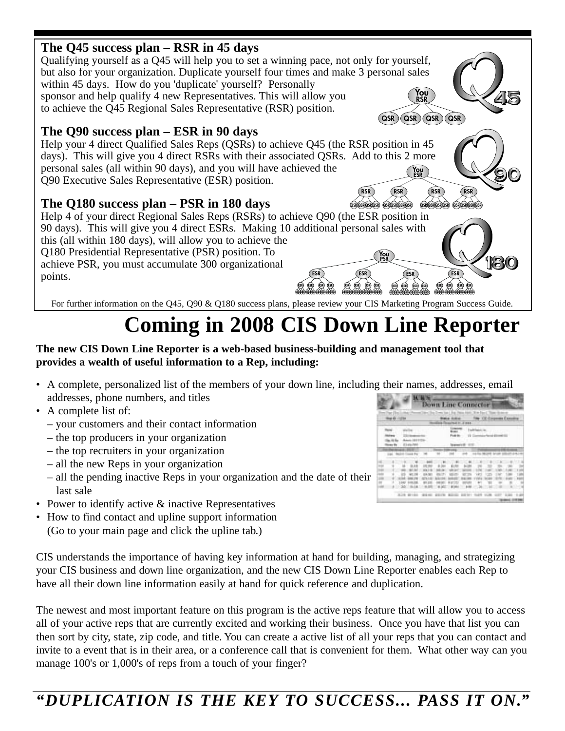### The Q45 success plan – RSR in 45 days

Qualifying yourself as a Q45 will help you to set a winning pace, not only for yourself, but also for your organization. Duplicate yourself four times and make 3 personal sales within 45 days. How do you 'duplicate' yourself? Personally sponsor and help qualify 4 new Representatives. This will allow you to achieve the Q45 Regional Sales Representative (RSR) position.

### The Q90 success plan – ESR in 90 days

Help your 4 direct Qualified Sales Reps (QSRs) to achieve Q45 (the RSR position in 45 days). This will give you 4 direct RSRs with their associated QSRs. Add to this 2 more personal sales (all within 90 days), and you will have achieved the Q90 Executive Sales Representative (ESR) position.

### The Q180 success plan – PSR in 180 days

Help 4 of your direct Regional Sales Reps (RSRs) to achieve Q90 (the ESR position in 90 days). This will give you 4 direct ESRs. Making 10 additional personal sales with this (all within 180 days), will allow you to achieve the Q180 Presidential Representative (PSR) position. To achieve PSR, you must accumulate 300 organizational points.

For further information on the Q45, Q90 & Q180 success plans, please review your CIS Marketing Program Success Guide.

# Coming in 2008 CIS Down Line Reporter

**The new CIS Down Line Reporter is a web-based business-building and management tool that provides a wealth of useful information to a Rep, including:**

- A complete, personalized list of the members of your down line, including their names, addresses, email addresses, phone numbers, and titles
- A complete list of:
  – your customers and their contact information
  – the top producers in your organization
  – the top recruiters in your organization
  – all the new Reps in your organization
  – all the pending inactive Reps in your organization and the date of their last sale
- Power to identify active & inactive Representatives
- How to find contact and upline support information (Go to your main page and click the upline tab.)

CIS understands the importance of having key information at hand for building, managing, and strategizing your CIS business and down line organization, and the new CIS Down Line Reporter enables each Rep to have all their down line information easily at hand for quick reference and duplication.

The newest and most important feature on this program is the active reps feature that will allow you to access all of your active reps that are currently excited and working their business. Once you have that list you can then sort by city, state, zip code, and title. You can create a active list of all your reps that you can contact and invite to a event that is in their area, or a conference call that is convenient for them. What other way can you manage 100's or 1,000's of reps from a touch of your finger?

***"DUPLICATION IS THE KEY TO SUCCESS... PASS IT ON."***